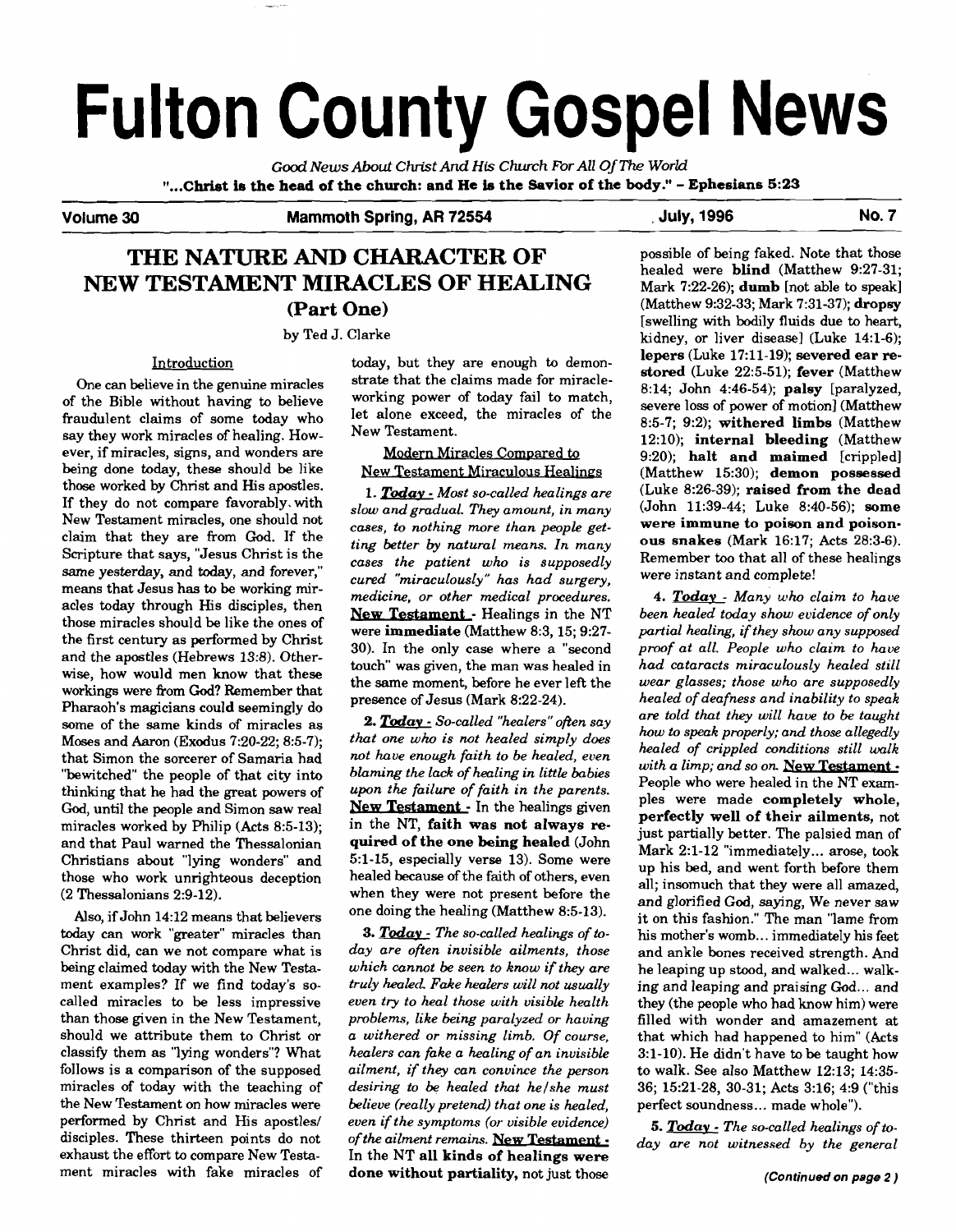# Fulton County Gospel News

*Good News About Christ And His Church For All Of The World*

**"...Christ is the head of the church: and He is the Savior of the body." - Ephesians 5:23**

**Volume 30** | **Mammoth Spring, AR 72554** | **July, 1996** | **No. 7**

## THE NATURE AND CHARACTER OF NEW TESTAMENT MIRACLES OF HEALING (Part One)

by Ted J. Clarke

### Introduction

One can believe in the genuine miracles of the Bible without having to believe fraudulent claims of some today who say they work miracles of healing. However, if miracles, signs, and wonders are being done today, these should be like those worked by Christ and His apostles. If they do not compare favorably with New Testament miracles, one should not claim that they are from God. If the Scripture that says, "Jesus Christ is the same yesterday, and today, and forever," means that Jesus has to be working miracles today through His disciples, then those miracles should be like the ones of the first century as performed by Christ and the apostles (Hebrews 13:8). Otherwise, how would men know that these workings were from God? Remember that Pharaoh's magicians could seemingly do some of the same kinds of miracles as Moses and Aaron (Exodus 7:20-22; 8:5-7); that Simon the sorcerer of Samaria had "bewitched" the people of that city into thinking that he had the great powers of God, until the people and Simon saw real miracles worked by Philip (Acts 8:5-13); and that Paul warned the Thessalonian Christians about "lying wonders" and those who work unrighteous deception (2 Thessalonians 2:9-12).

Also, if John 14:12 means that believers today can work "greater" miracles than Christ did, can we not compare what is being claimed today with the New Testament examples? If we find today's so-called miracles to be less impressive than those given in the New Testament, should we attribute them to Christ or classify them as "lying wonders"? What follows is a comparison of the supposed miracles of today with the teaching of the New Testament on how miracles were performed by Christ and His apostles/disciples. These thirteen points do not exhaust the effort to compare New Testament miracles with fake miracles of today, but they are enough to demonstrate that the claims made for miracle-working power of today fail to match, let alone exceed, the miracles of the New Testament.

### Modern Miracles Compared to New Testament Miraculous Healings

1. ***Today*** *- Most so-called healings are slow and gradual. They amount, in many cases, to nothing more than people getting better by natural means. In many cases the patient who is supposedly cured "miraculously" has had surgery, medicine, or other medical procedures.* **New Testament** - Healings in the NT were **immediate** (Matthew 8:3, 15; 9:27-30). In the only case where a "second touch" was given, the man was healed in the same moment, before he ever left the presence of Jesus (Mark 8:22-24).

2. ***Today*** *- So-called "healers" often say that one who is not healed simply does not have enough faith to be healed, even blaming the lack of healing in little babies upon the failure of faith in the parents.* **New Testament** - In the healings given in the NT, **faith was not always required of the one being healed** (John 5:1-15, especially verse 13). Some were healed because of the faith of others, even when they were not present before the one doing the healing (Matthew 8:5-13).

3. ***Today*** *- The so-called healings of today are often invisible ailments, those which cannot be seen to know if they are truly healed. Fake healers will not usually even try to heal those with visible health problems, like being paralyzed or having a withered or missing limb. Of course, healers can fake a healing of an invisible ailment, if they can convince the person desiring to be healed that he/she must believe (really pretend) that one is healed, even if the symptoms (or visible evidence) of the ailment remains.* **New Testament** - In the NT **all kinds of healings were done without partiality,** not just those possible of being faked. Note that those healed were **blind** (Matthew 9:27-31; Mark 7:22-26); **dumb** [not able to speak] (Matthew 9:32-33; Mark 7:31-37); **dropsy** [swelling with bodily fluids due to heart, kidney, or liver disease] (Luke 14:1-6); **lepers** (Luke 17:11-19); **severed ear restored** (Luke 22:5-51); **fever** (Matthew 8:14; John 4:46-54); **palsy** [paralyzed, severe loss of power of motion] (Matthew 8:5-7; 9:2); **withered limbs** (Matthew 12:10); **internal bleeding** (Matthew 9:20); **halt and maimed** [crippled] (Matthew 15:30); **demon possessed** (Luke 8:26-39); **raised from the dead** (John 11:39-44; Luke 8:40-56); **some were immune to poison and poisonous snakes** (Mark 16:17; Acts 28:3-6). Remember too that all of these healings were instant and complete!

4. ***Today*** *- Many who claim to have been healed today show evidence of only partial healing, if they show any supposed proof at all. People who claim to have had cataracts miraculously healed still wear glasses; those who are supposedly healed of deafness and inability to speak are told that they will have to be taught how to speak properly; and those allegedly healed of crippled conditions still walk with a limp; and so on.* **New Testament** - People who were healed in the NT examples were made **completely whole, perfectly well of their ailments,** not just partially better. The palsied man of Mark 2:1-12 "immediately... arose, took up his bed, and went forth before them all; insomuch that they were all amazed, and glorified God, saying, We never saw it on this fashion." The man "lame from his mother's womb... immediately his feet and ankle bones received strength. And he leaping up stood, and walked... walking and leaping and praising God... and they (the people who had know him) were filled with wonder and amazement at that which had happened to him" (Acts 3:1-10). He didn't have to be taught how to walk. See also Matthew 12:13; 14:35-36; 15:21-28, 30-31; Acts 3:16; 4:9 ("this perfect soundness... made whole").

5. ***Today*** *- The so-called healings of today are not witnessed by the general*

*(Continued on page 2)*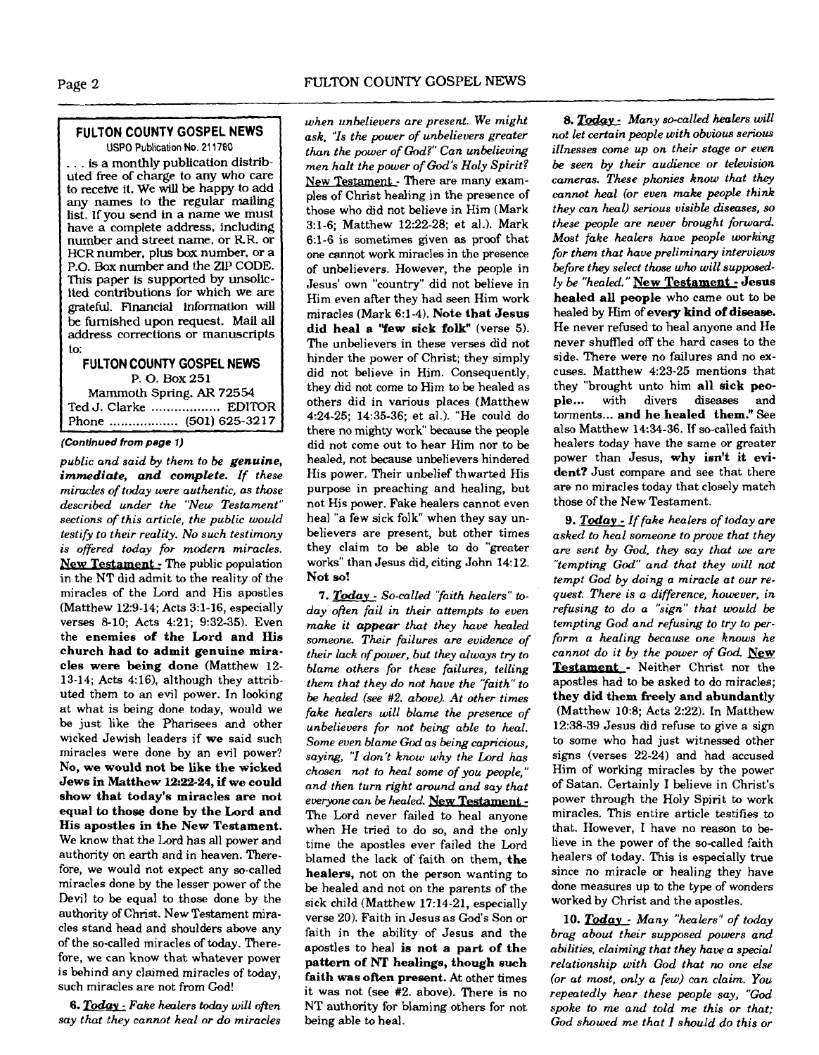## FULTON COUNTY GOSPEL NEWS

USPO Publication No. 211780

. . . is a monthly publication distributed free of charge to any who care to receive it. We will be happy to add any names to the regular mailing list. If you send in a name we must have a complete address, including number and street name, or R.R. or HCR number, plus box number, or a P.O. Box number and the ZIP CODE. This paper is supported by unsolicited contributions for which we are grateful. Financial information will be furnished upon request. Mail all address corrections or manuscripts to:

**FULTON COUNTY GOSPEL NEWS**
P. O. Box 251
Mammoth Spring, AR 72554
Ted J. Clarke .................. EDITOR
Phone .................. (501) 625-3217

*(Continued from page 1)*

*public and said by them to be* ***genuine, immediate, and complete.*** *If these miracles of today were authentic, as those described under the "New Testament" sections of this article, the public would testify to their reality. No such testimony is offered today for modern miracles.* New Testament - The public population in the NT did admit to the reality of the miracles of the Lord and His apostles (Matthew 12:9-14; Acts 3:1-16, especially verses 8-10; Acts 4:21; 9:32-35). Even the **enemies of the Lord and His church had to admit genuine miracles were being done** (Matthew 12-13-14; Acts 4:16), although they attributed them to an evil power. In looking at what is being done today, would we be just like the Pharisees and other wicked Jewish leaders if **we** said such miracles were done by an evil power? **No, we would not be like the wicked Jews in Matthew 12:22-24, if we could show that today's miracles are not equal to those done by the Lord and His apostles in the New Testament.** We know that the Lord has all power and authority on earth and in heaven. Therefore, we would not expect any so-called miracles done by the lesser power of the Devil to be equal to those done by the authority of Christ. New Testament miracles stand head and shoulders above any of the so-called miracles of today. Therefore, we can know that whatever power is behind any claimed miracles of today, such miracles are not from God!

**6. *Today*** - *Fake healers today will often say that they cannot heal or do miracles when unbelievers are present. We might ask, "Is the power of unbelievers greater than the power of God?" Can unbelieving men halt the power of God's Holy Spirit?* New Testament - There are many examples of Christ healing in the presence of those who did not believe in Him (Mark 3:1-6; Matthew 12:22-28; et al.). Mark 6:1-6 is sometimes given as proof that one cannot work miracles in the presence of unbelievers. However, the people in Jesus' own "country" did not believe in Him even after they had seen Him work miracles (Mark 6:1-4). **Note that Jesus did heal a "few sick folk"** (verse 5). The unbelievers in these verses did not hinder the power of Christ; they simply did not believe in Him. Consequently, they did not come to Him to be healed as others did in various places (Matthew 4:24-25; 14:35-36; et al.). "He could do there no mighty work" because the people did not come out to hear Him nor to be healed, not because unbelievers hindered His power. Their unbelief thwarted His purpose in preaching and healing, but not His power. Fake healers cannot even heal "a few sick folk" when they say unbelievers are present, but other times they claim to be able to do "greater works" than Jesus did, citing John 14:12. **Not so!**

**7. *Today*** - *So-called "faith healers" today often fail in their attempts to even make it* ***appear*** *that they have healed someone. Their failures are evidence of their lack of power, but they always try to blame others for these failures, telling them that they do not have the "faith" to be healed (see #2. above). At other times fake healers will blame the presence of unbelievers for not being able to heal. Some even blame God as being capricious, saying, "I don't know why the Lord has chosen not to heal some of you people," and then turn right around and say that everyone can be healed.* New Testament - The Lord never failed to heal anyone when He tried to do so, and the only time the apostles ever failed the Lord blamed the lack of faith on them, **the healers,** not on the person wanting to be healed and not on the parents of the sick child (Matthew 17:14-21, especially verse 20). Faith in Jesus as God's Son or faith in the ability of Jesus and the apostles to heal **is not a part of the pattern of NT healings, though such faith was often present.** At other times it was not (see #2. above). There is no NT authority for blaming others for not being able to heal.

**8. *Today*** - *Many so-called healers will not let certain people with obvious serious illnesses come up on their stage or even be seen by their audience or television cameras. These phonies know that they cannot heal (or even make people think they can heal) serious visible diseases, so these people are never brought forward. Most fake healers have people working for them that have preliminary interviews before they select those who will supposedly be "healed."* **New Testament - Jesus healed all people** who came out to be healed by Him of **every kind of disease.** He never refused to heal anyone and He never shuffled off the hard cases to the side. There were no failures and no excuses. Matthew 4:23-25 mentions that they "brought unto him **all sick people...** with divers diseases and torments... **and he healed them.**" See also Matthew 14:34-36. If so-called faith healers today have the same or greater power than Jesus, **why isn't it evident?** Just compare and see that there are no miracles today that closely match those of the New Testament.

**9. *Today*** - *If fake healers of today are asked to heal someone to prove that they are sent by God, they say that we are "tempting God" and that they will not tempt God by doing a miracle at our request. There is a difference, however, in refusing to do a "sign" that would be tempting God and refusing to try to perform a healing because one knows he cannot do it by the power of God.* New Testament - Neither Christ nor the apostles had to be asked to do miracles; **they did them freely and abundantly** (Matthew 10:8; Acts 2:22). In Matthew 12:38-39 Jesus did refuse to give a sign to some who had just witnessed other signs (verses 22-24) and had accused Him of working miracles by the power of Satan. Certainly I believe in Christ's power through the Holy Spirit to work miracles. This entire article testifies to that. However, I have no reason to believe in the power of the so-called faith healers of today. This is especially true since no miracle or healing they have done measures up to the type of wonders worked by Christ and the apostles.

**10. *Today*** - *Many "healers" of today brag about their supposed powers and abilities, claiming that they have a special relationship with God that no one else (or at most, only a few) can claim. You repeatedly hear these people say, "God spoke to me and told me this or that; God showed me that I should do this or*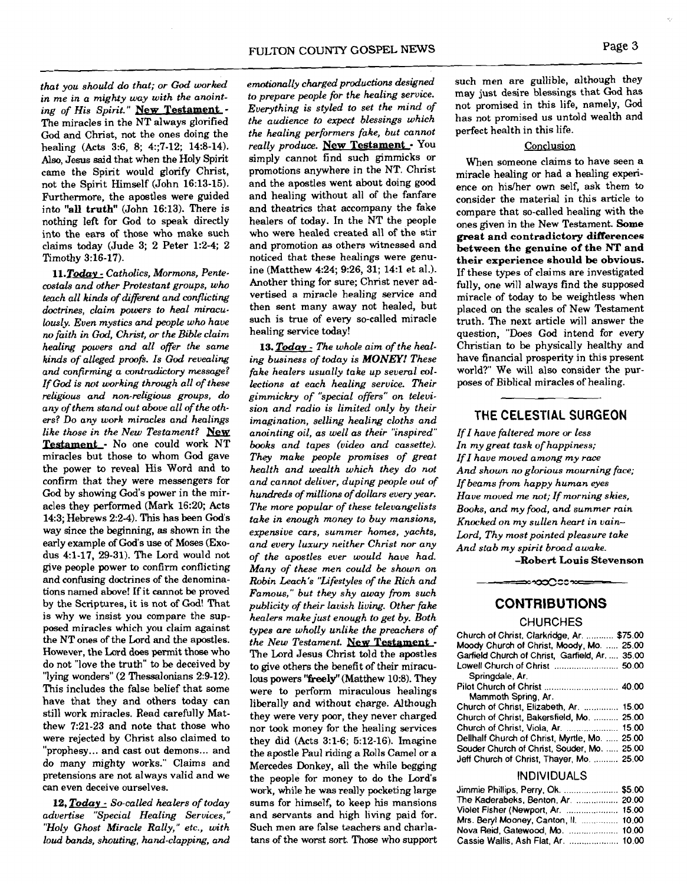*that you should do that; or God worked in me in a mighty way with the anointing of His Spirit."* **New Testament** - The miracles in the NT always glorified God and Christ, not the ones doing the healing (Acts 3:6, 8; 4:;7-12; 14:8-14). Also, Jesus said that when the Holy Spirit came the Spirit would glorify Christ, not the Spirit Himself (John 16:13-15). Furthermore, the apostles were guided into **"all truth"** (John 16:13). There is nothing left for God to speak directly into the ears of those who make such claims today (Jude 3; 2 Peter 1:2-4; 2 Timothy 3:16-17).

**11.** ***Today*** - *Catholics, Mormons, Pentecostals and other Protestant groups, who teach all kinds of different and conflicting doctrines, claim powers to heal miraculously. Even mystics and people who have no faith in God, Christ, or the Bible claim healing powers and all offer the same kinds of alleged proofs. Is God revealing and confirming a contradictory message? If God is not working through all of these religious and non-religious groups, do any of them stand out above all of the others? Do any work miracles and healings like those in the New Testament?* **New Testament** - No one could work NT miracles but those to whom God gave the power to reveal His Word and to confirm that they were messengers for God by showing God's power in the miracles they performed (Mark 16:20; Acts 14:3; Hebrews 2:2-4). This has been God's way since the beginning, as shown in the early example of God's use of Moses (Exodus 4:1-17, 29-31). The Lord would not give people power to confirm conflicting and confusing doctrines of the denominations named above! If it cannot be proved by the Scriptures, it is not of God! That is why we insist you compare the supposed miracles which you claim against the NT ones of the Lord and the apostles. However, the Lord does permit those who do not "love the truth" to be deceived by "lying wonders" (2 Thessalonians 2:9-12). This includes the false belief that some have that they and others today can still work miracles. Read carefully Matthew 7:21-23 and note that those who were rejected by Christ also claimed to "prophesy... and cast out demons... and do many mighty works." Claims and pretensions are not always valid and we can even deceive ourselves.

**12.** ***Today*** - *So-called healers of today advertise "Special Healing Services," "Holy Ghost Miracle Rally," etc., with loud bands, shouting, hand-clapping, and emotionally charged productions designed to prepare people for the healing service. Everything is styled to set the mind of the audience to expect blessings which the healing performers fake, but cannot really produce.* **New Testament** - You simply cannot find such gimmicks or promotions anywhere in the NT. Christ and the apostles went about doing good and healing without all of the fanfare and theatrics that accompany the fake healers of today. In the NT the people who were healed created all of the stir and promotion as others witnessed and noticed that these healings were genuine (Matthew 4:24; 9:26, 31; 14:1 et al.). Another thing for sure; Christ never advertised a miracle healing service and then sent many away not healed, but such is true of every so-called miracle healing service today!

**13.** ***Today*** - *The whole aim of the healing business of today is **MONEY!** These fake healers usually take up several collections at each healing service. Their gimmickry of "special offers" on television and radio is limited only by their imagination, selling healing cloths and anointing oil, as well as their "inspired" books and tapes (video and cassette). They make people promises of great health and wealth which they do not and cannot deliver, duping people out of hundreds of millions of dollars every year. The more popular of these televangelists take in enough money to buy mansions, expensive cars, summer homes, yachts, and every luxury neither Christ nor any of the apostles ever would have had. Many of these men could be shown on Robin Leach's "Lifestyles of the Rich and Famous," but they shy away from such publicity of their lavish living. Other fake healers make just enough to get by. Both types are wholly unlike the preachers of the New Testament.* **New Testament** - The Lord Jesus Christ told the apostles to give others the benefit of their miraculous powers **"freely"** (Matthew 10:8). They were to perform miraculous healings liberally and without charge. Although they were very poor, they never charged nor took money for the healing services they did (Acts 3:1-6; 5:12-16). Imagine the apostle Paul riding a Rolls Camel or a Mercedes Donkey, all the while begging the people for money to do the Lord's work, while he was really pocketing large sums for himself, to keep his mansions and servants and high living paid for. Such men are false teachers and charlatans of the worst sort. Those who support such men are gullible, although they may just desire blessings that God has not promised in this life, namely, God has not promised us untold wealth and perfect health in this life.

### Conclusion

When someone claims to have seen a miracle healing or had a healing experience on his/her own self, ask them to consider the material in this article to compare that so-called healing with the ones given in the New Testament. **Some great and contradictory differences between the genuine of the NT and their experience should be obvious.** If these types of claims are investigated fully, one will always find the supposed miracle of today to be weightless when placed on the scales of New Testament truth. The next article will answer the question, "Does God intend for every Christian to be physically healthy and have financial prosperity in this present world?" We will also consider the purposes of Biblical miracles of healing.

## THE CELESTIAL SURGEON

*If I have faltered more or less*
*In my great task of happiness;*
*If I have moved among my race*
*And shown no glorious mourning face;*
*If beams from happy human eyes*
*Have moved me not; If morning skies,*
*Books, and my food, and summer rain*
*Knocked on my sullen heart in vain–*
*Lord, Thy most pointed pleasure take*
*And stab my spirit broad awake.*

**–Robert Louis Stevenson**

## CONTRIBUTIONS

### CHURCHES

| | |
|---|---|
| Church of Christ, Clarkridge, Ar. | $75.00 |
| Moody Church of Christ, Moody, Mo. | 25.00 |
| Garfield Church of Christ, Garfield, Ar. | 35.00 |
| Lowell Church of Christ, Springdale, Ar. | 50.00 |
| Pilot Church of Christ, Mammoth Spring, Ar. | 40.00 |
| Church of Christ, Elizabeth, Ar. | 15.00 |
| Church of Christ, Bakersfield, Mo. | 25.00 |
| Church of Christ, Viola, Ar. | 15.00 |
| Dellhalf Church of Christ, Myrtle, Mo. | 25.00 |
| Souder Church of Christ, Souder, Mo. | 25.00 |
| Jeff Church of Christ, Thayer, Mo. | 25.00 |

### INDIVIDUALS

| | |
|---|---|
| Jimmie Phillips, Perry, Ok. | $5.00 |
| The Kaderabeks, Benton, Ar. | 20.00 |
| Violet Fisher (Newport, Ar. | 15.00 |
| Mrs. Beryl Mooney, Canton, Il. | 10.00 |
| Nova Reid, Gatewood, Mo. | 10.00 |
| Cassie Wallis, Ash Flat, Ar. | 10.00 |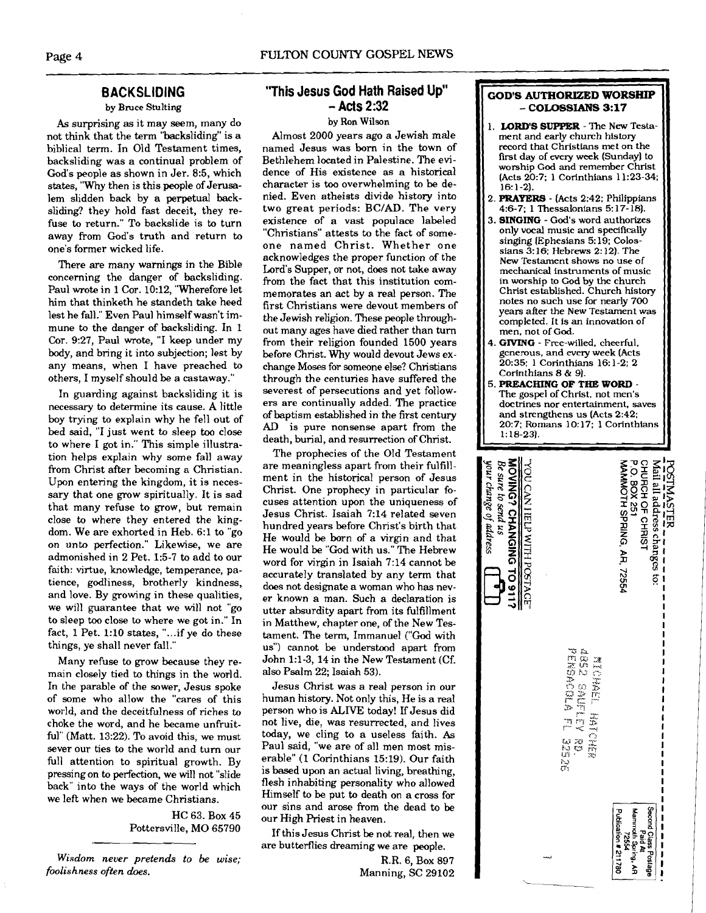## BACKSLIDING

by Bruce Stulting

As surprising as it may seem, many do not think that the term "backsliding" is a biblical term. In Old Testament times, backsliding was a continual problem of God's people as shown in Jer. 8:5, which states, "Why then is this people of Jerusalem slidden back by a perpetual backsliding? they hold fast deceit, they refuse to return." To backslide is to turn away from God's truth and return to one's former wicked life.

There are many warnings in the Bible concerning the danger of backsliding. Paul wrote in 1 Cor. 10:12, "Wherefore let him that thinketh he standeth take heed lest he fall." Even Paul himself wasn't immune to the danger of backsliding. In 1 Cor. 9:27, Paul wrote, "I keep under my body, and bring it into subjection; lest by any means, when I have preached to others, I myself should be a castaway."

In guarding against backsliding it is necessary to determine its cause. A little boy trying to explain why he fell out of bed said, "I just went to sleep too close to where I got in." This simple illustration helps explain why some fall away from Christ after becoming a Christian. Upon entering the kingdom, it is necessary that one grow spiritually. It is sad that many refuse to grow, but remain close to where they entered the kingdom. We are exhorted in Heb. 6:1 to "go on unto perfection." Likewise, we are admonished in 2 Pet. 1:5-7 to add to our faith: virtue, knowledge, temperance, patience, godliness, brotherly kindness, and love. By growing in these qualities, we will guarantee that we will not "go to sleep too close to where we got in." In fact, 1 Pet. 1:10 states, "...if ye do these things, ye shall never fall."

Many refuse to grow because they remain closely tied to things in the world. In the parable of the sower, Jesus spoke of some who allow the "cares of this world, and the deceitfulness of riches to choke the word, and he became unfruitful" (Matt. 13:22). To avoid this, we must sever our ties to the world and turn our full attention to spiritual growth. By pressing on to perfection, we will not "slide back" into the ways of the world which we left when we became Christians.

HC 63. Box 45
Pottersville, MO 65790

*Wisdom never pretends to be wise; foolishness often does.*

## "This Jesus God Hath Raised Up" - Acts 2:32

by Ron Wilson

Almost 2000 years ago a Jewish male named Jesus was born in the town of Bethlehem located in Palestine. The evidence of His existence as a historical character is too overwhelming to be denied. Even atheists divide history into two great periods: BC/AD. The very existence of a vast populace labeled "Christians" attests to the fact of someone named Christ. Whether one acknowledges the proper function of the Lord's Supper, or not, does not take away from the fact that this institution commemorates an act by a real person. The first Christians were devout members of the Jewish religion. These people throughout many ages have died rather than turn from their religion founded 1500 years before Christ. Why would devout Jews exchange Moses for someone else? Christians through the centuries have suffered the severest of persecutions and yet followers are continually added. The practice of baptism established in the first century AD is pure nonsense apart from the death, burial, and resurrection of Christ.

The prophecies of the Old Testament are meaningless apart from their fulfillment in the historical person of Jesus Christ. One prophecy in particular focuses attention upon the uniqueness of Jesus Christ. Isaiah 7:14 related seven hundred years before Christ's birth that He would be born of a virgin and that He would be "God with us." The Hebrew word for virgin in Isaiah 7:14 cannot be accurately translated by any term that does not designate a woman who has never known a man. Such a declaration is utter absurdity apart from its fulfillment in Matthew, chapter one, of the New Testament. The term, Immanuel ("God with us") cannot be understood apart from John 1:1-3, 14 in the New Testament (Cf. also Psalm 22; Isaiah 53).

Jesus Christ was a real person in our human history. Not only this, He is a real person who is ALIVE today! If Jesus did not live, die, was resurrected, and lives today, we cling to a useless faith. As Paul said, "we are of all men most miserable" (1 Corinthians 15:19). Our faith is based upon an actual living, breathing, flesh inhabiting personality who allowed Himself to be put to death on a cross for our sins and arose from the dead to be our High Priest in heaven.

If this Jesus Christ be not real, then we are butterflies dreaming we are people.

R.R. 6, Box 897
Manning, SC 29102

## GOD'S AUTHORIZED WORSHIP - COLOSSIANS 3:17

1. **LORD'S SUPPER** - The New Testament and early church history record that Christians met on the first day of every week (Sunday) to worship God and remember Christ (Acts 20:7; 1 Corinthians 11:23-34; 16:1-2).
2. **PRAYERS** - (Acts 2:42; Philippians 4:6-7; 1 Thessalonians 5:17-18).
3. **SINGING** - God's word authorizes only vocal music and specifically singing (Ephesians 5:19; Colossians 3:16; Hebrews 2:12). The New Testament shows no use of mechanical instruments of music in worship to God by the church Christ established. Church history notes no such use for nearly 700 years after the New Testament was completed. It is an innovation of men, not of God.
4. **GIVING** - Free-willed, cheerful, generous, and every week (Acts 20:35; 1 Corinthians 16:1-2; 2 Corinthians 8 & 9).
5. **PREACHING OF THE WORD** - The gospel of Christ, not men's doctrines nor entertainment, saves and strengthens us (Acts 2:42; 20:7; Romans 10:17; 1 Corinthians 1:18-23).

POSTMASTER
Mail all address changes to:
CHURCH OF CHRIST
P.O. BOX 251
MAMMOTH SPRING, AR 72554

"YOU CAN HELP WITH POSTAGE"
**MOVING? CHANGING TO 911?**
*Be sure to send us your change of address*

MICHAEL HATCHER
4852 SAUFLEY RD.
PENSACOLA FL 32526

Second Class Postage Paid At Mammoth Spring, AR 72554
Publication # 211780